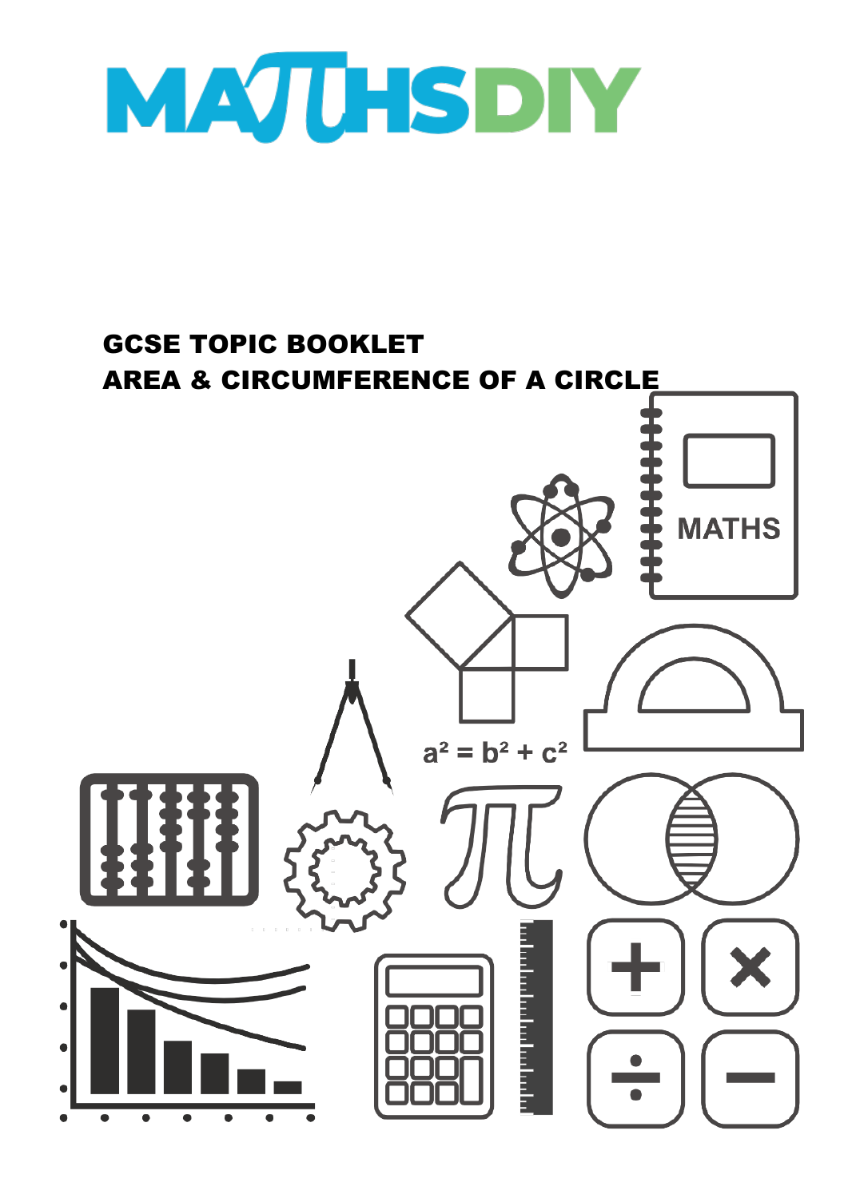# MATHSDIY

## GCSE TOPIC BOOKLET

## AREA & CIRCUMFERENCE OF A CIRCLE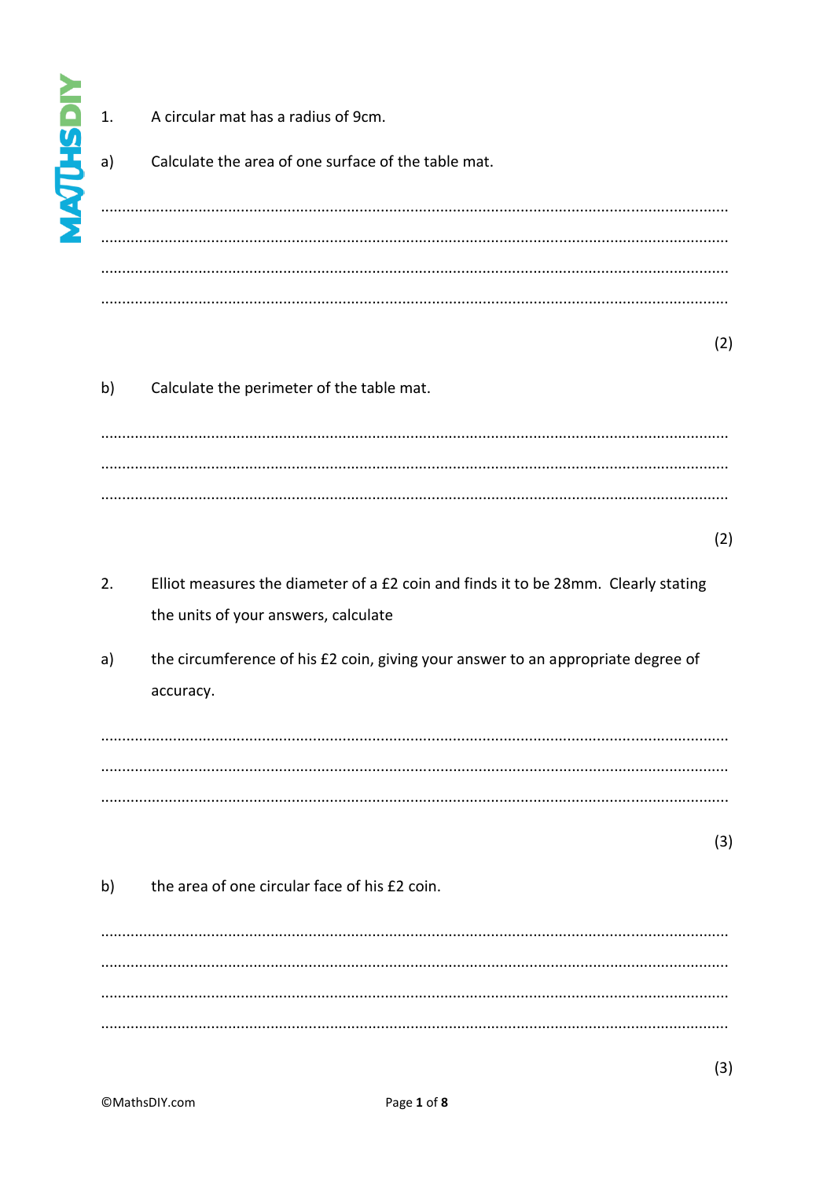1. A circular mat has a radius of 9cm.

a) Calculate the area of one surface of the table mat.

.......................................................................................................................................

.......................................................................................................................................

.......................................................................................................................................

.......................................................................................................................................

(2)

b) Calculate the perimeter of the table mat.

.......................................................................................................................................

.......................................................................................................................................

.......................................................................................................................................

(2)

2. Elliot measures the diameter of a £2 coin and finds it to be 28mm. Clearly stating the units of your answers, calculate

a) the circumference of his £2 coin, giving your answer to an appropriate degree of accuracy.

.......................................................................................................................................

.......................................................................................................................................

.......................................................................................................................................

(3)

b) the area of one circular face of his £2 coin.

.......................................................................................................................................

.......................................................................................................................................

.......................................................................................................................................

.......................................................................................................................................

(3)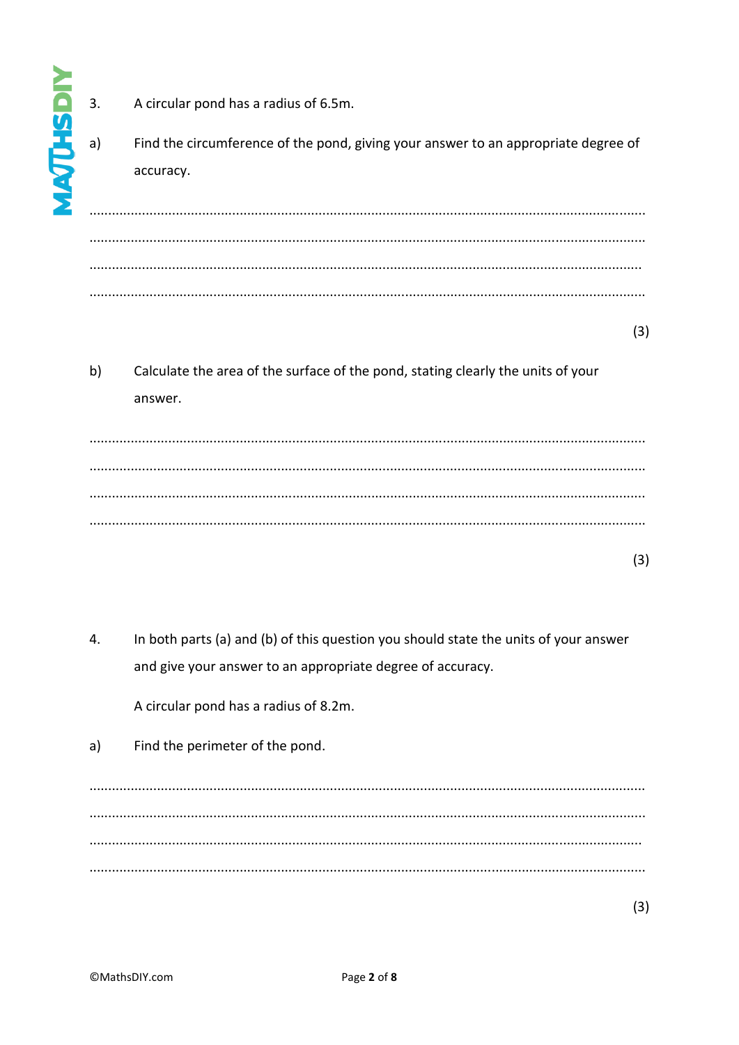3. A circular pond has a radius of 6.5m.

a) Find the circumference of the pond, giving your answer to an appropriate degree of accuracy.

.......................................................................................................................................

.......................................................................................................................................

.......................................................................................................................................

.......................................................................................................................................

(3)

b) Calculate the area of the surface of the pond, stating clearly the units of your answer.

.......................................................................................................................................

.......................................................................................................................................

.......................................................................................................................................

.......................................................................................................................................

(3)

4. In both parts (a) and (b) of this question you should state the units of your answer and give your answer to an appropriate degree of accuracy.

A circular pond has a radius of 8.2m.

a) Find the perimeter of the pond.

.......................................................................................................................................

.......................................................................................................................................

.......................................................................................................................................

.......................................................................................................................................

(3)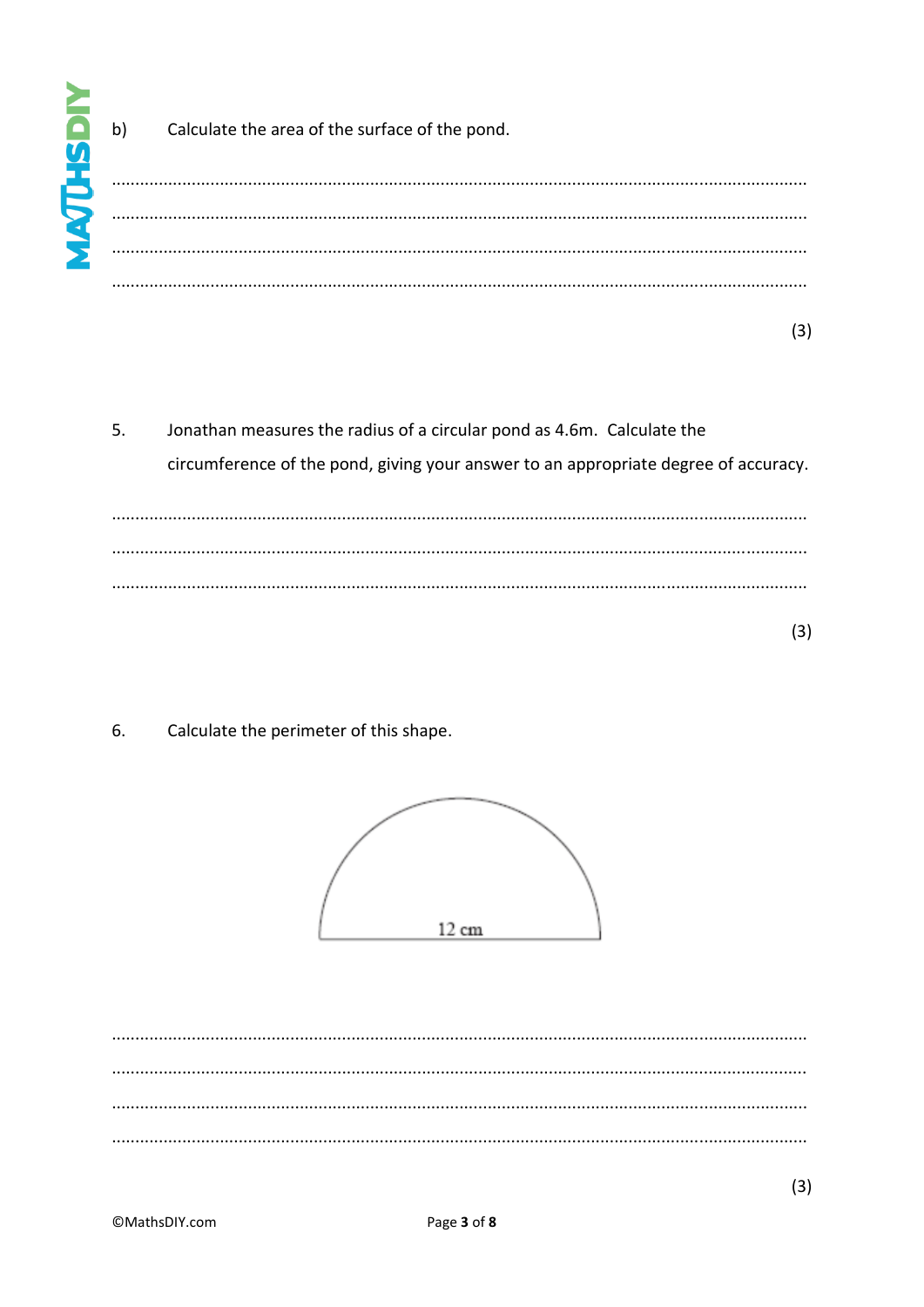b) Calculate the area of the surface of the pond.

.......................................................................................................................................

.......................................................................................................................................

.......................................................................................................................................

.......................................................................................................................................

(3)

5. Jonathan measures the radius of a circular pond as 4.6m. Calculate the circumference of the pond, giving your answer to an appropriate degree of accuracy.

.......................................................................................................................................

.......................................................................................................................................

.......................................................................................................................................

(3)

6. Calculate the perimeter of this shape.

12 cm

.......................................................................................................................................

.......................................................................................................................................

.......................................................................................................................................

.......................................................................................................................................

(3)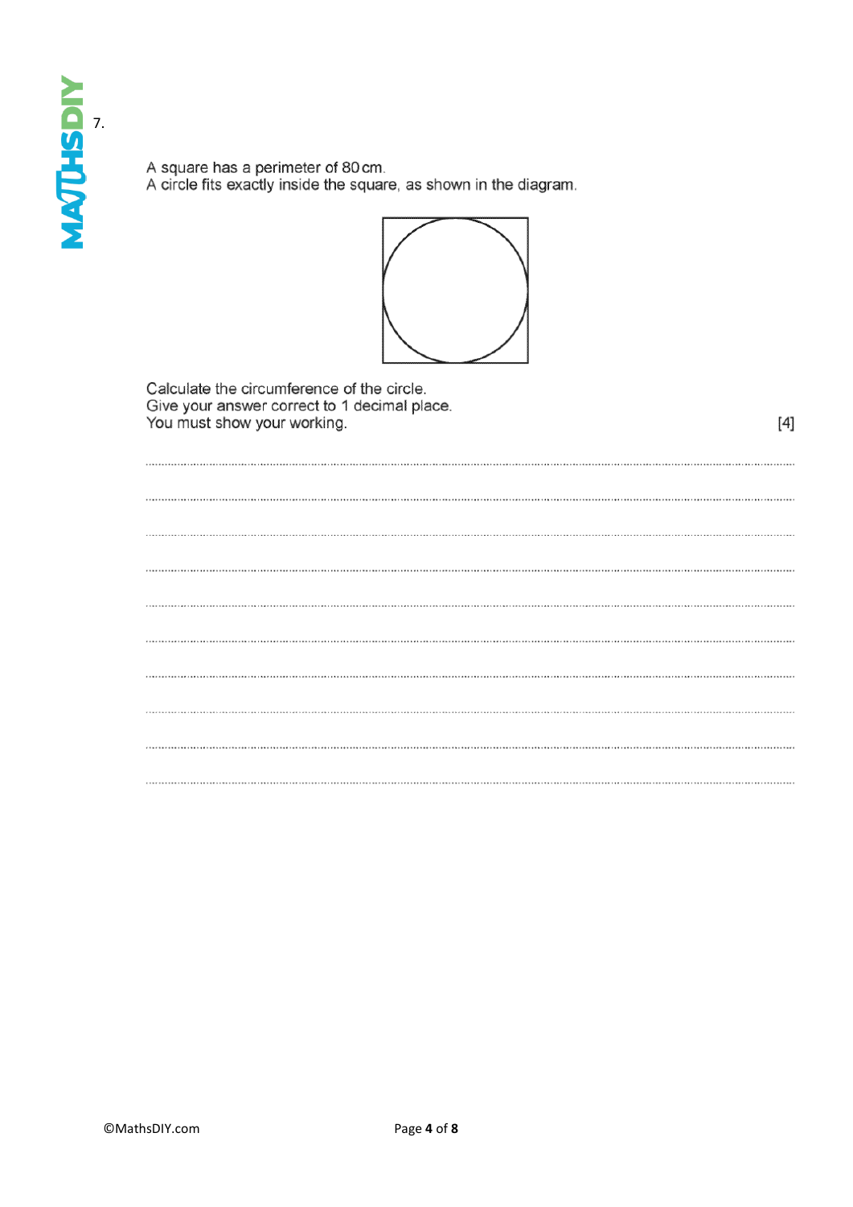7.

A square has a perimeter of 80 cm.
A circle fits exactly inside the square, as shown in the diagram.

Calculate the circumference of the circle.
Give your answer correct to 1 decimal place.
You must show your working. [4]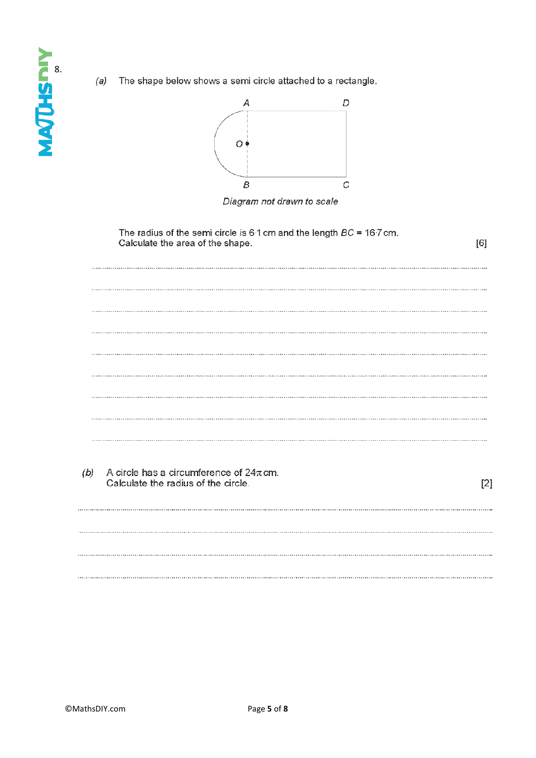8.

*(a)* The shape below shows a semi circle attached to a rectangle.

A D

O

B C

*Diagram not drawn to scale*

The radius of the semi circle is 6·1 cm and the length $BC$ = 16·7 cm.
Calculate the area of the shape. [6]

.......................................................................................................................................

.......................................................................................................................................

.......................................................................................................................................

.......................................................................................................................................

.......................................................................................................................................

.......................................................................................................................................

.......................................................................................................................................

.......................................................................................................................................

.......................................................................................................................................

*(b)* A circle has a circumference of $24\pi$ cm.
Calculate the radius of the circle. [2]

.......................................................................................................................................

.......................................................................................................................................

.......................................................................................................................................

.......................................................................................................................................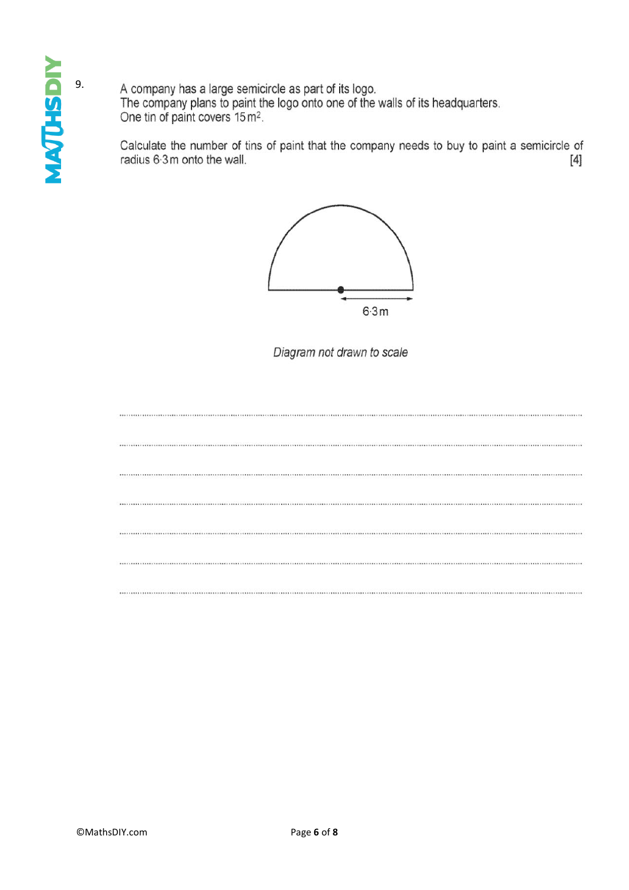9. A company has a large semicircle as part of its logo.
The company plans to paint the logo onto one of the walls of its headquarters.
One tin of paint covers $15\,m^2$.

Calculate the number of tins of paint that the company needs to buy to paint a semicircle of radius 6·3 m onto the wall. [4]

6·3 m

*Diagram not drawn to scale*

..........................................................................................................................................

..........................................................................................................................................

..........................................................................................................................................

..........................................................................................................................................

..........................................................................................................................................

..........................................................................................................................................

..........................................................................................................................................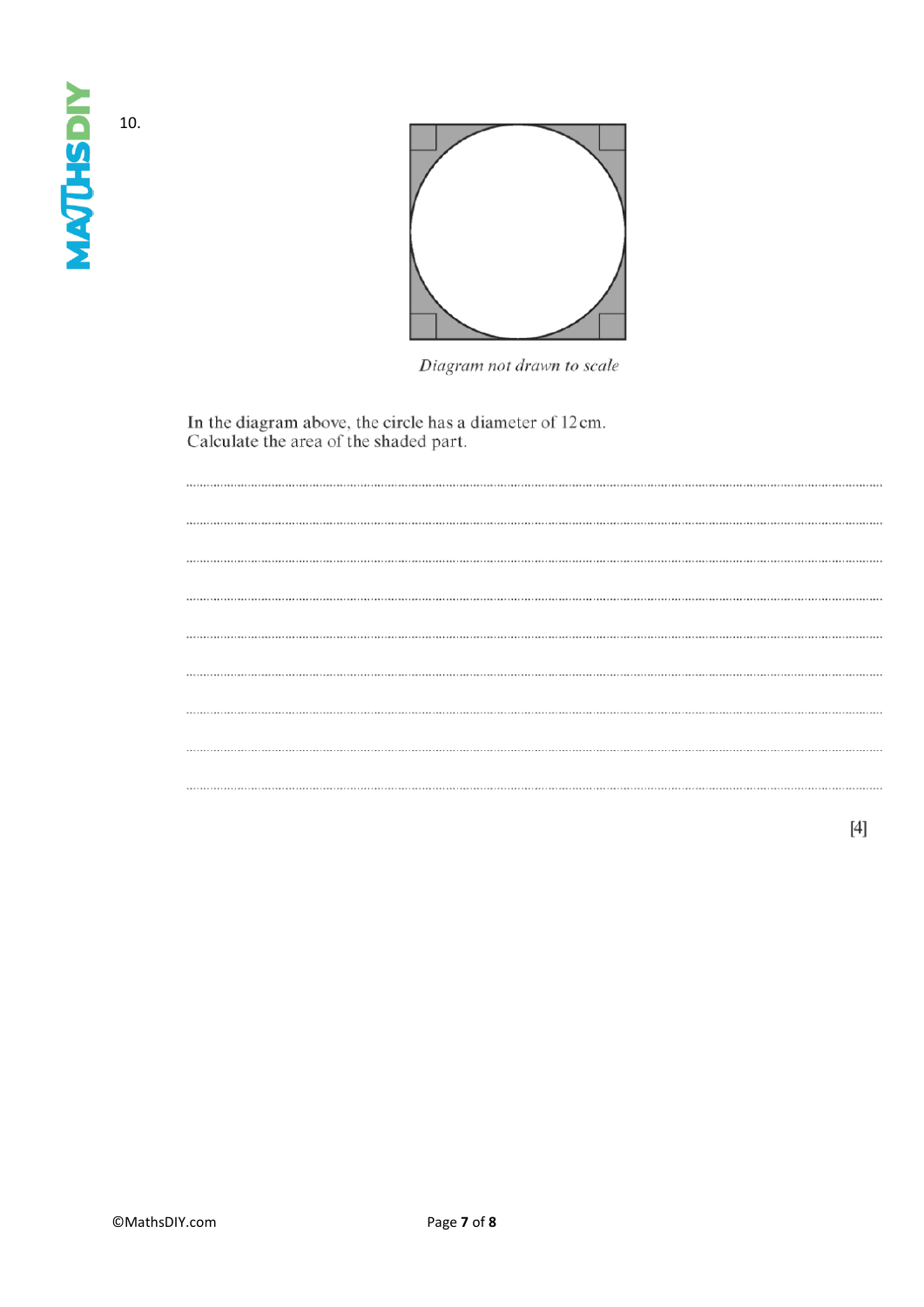10.

*Diagram not drawn to scale*

In the diagram above, the circle has a diameter of 12 cm.
Calculate the area of the shaded part.

.......................................................................................................................................

.......................................................................................................................................

.......................................................................................................................................

.......................................................................................................................................

.......................................................................................................................................

.......................................................................................................................................

.......................................................................................................................................

.......................................................................................................................................

.......................................................................................................................................

[4]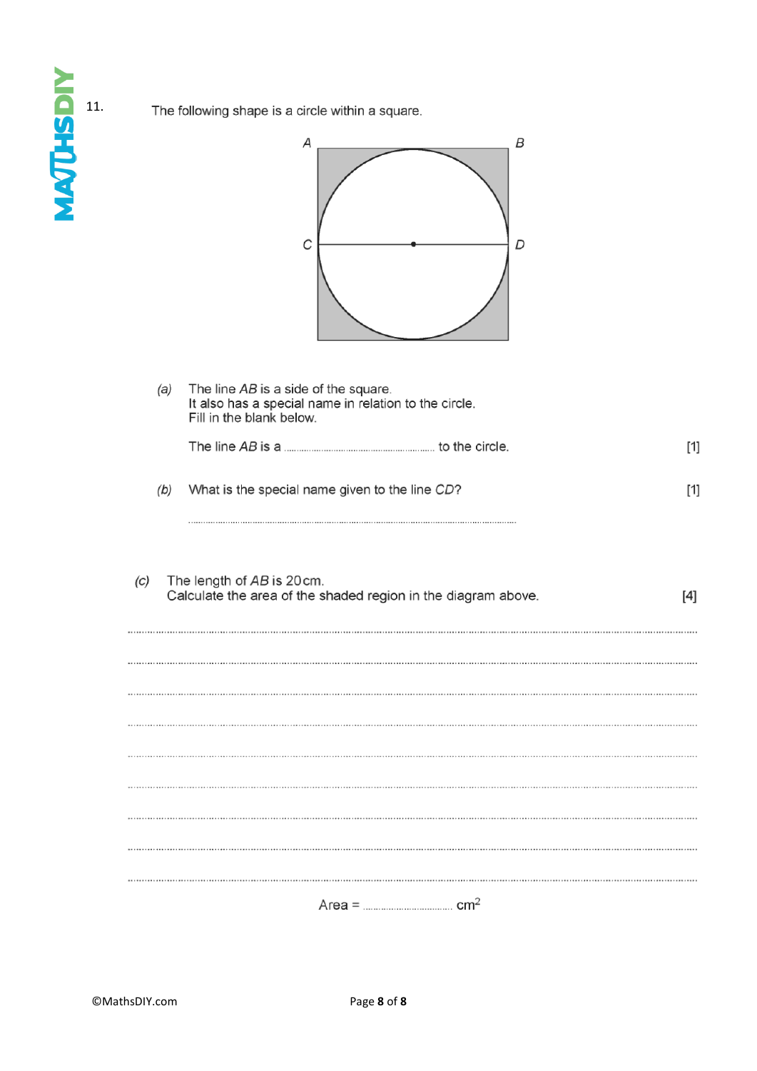11. The following shape is a circle within a square.

A
B
C
D

(a) The line $AB$ is a side of the square.
It also has a special name in relation to the circle.
Fill in the blank below.

The line $AB$ is a .................................................... to the circle. [1]

(b) What is the special name given to the line $CD$? [1]

..........................................................................................

(c) The length of $AB$ is 20 cm.
Calculate the area of the shaded region in the diagram above. [4]

..........................................................................................

..........................................................................................

..........................................................................................

..........................................................................................

..........................................................................................

..........................................................................................

..........................................................................................

..........................................................................................

..........................................................................................

Area = ................................ $cm^2$

©MathsDIY.com